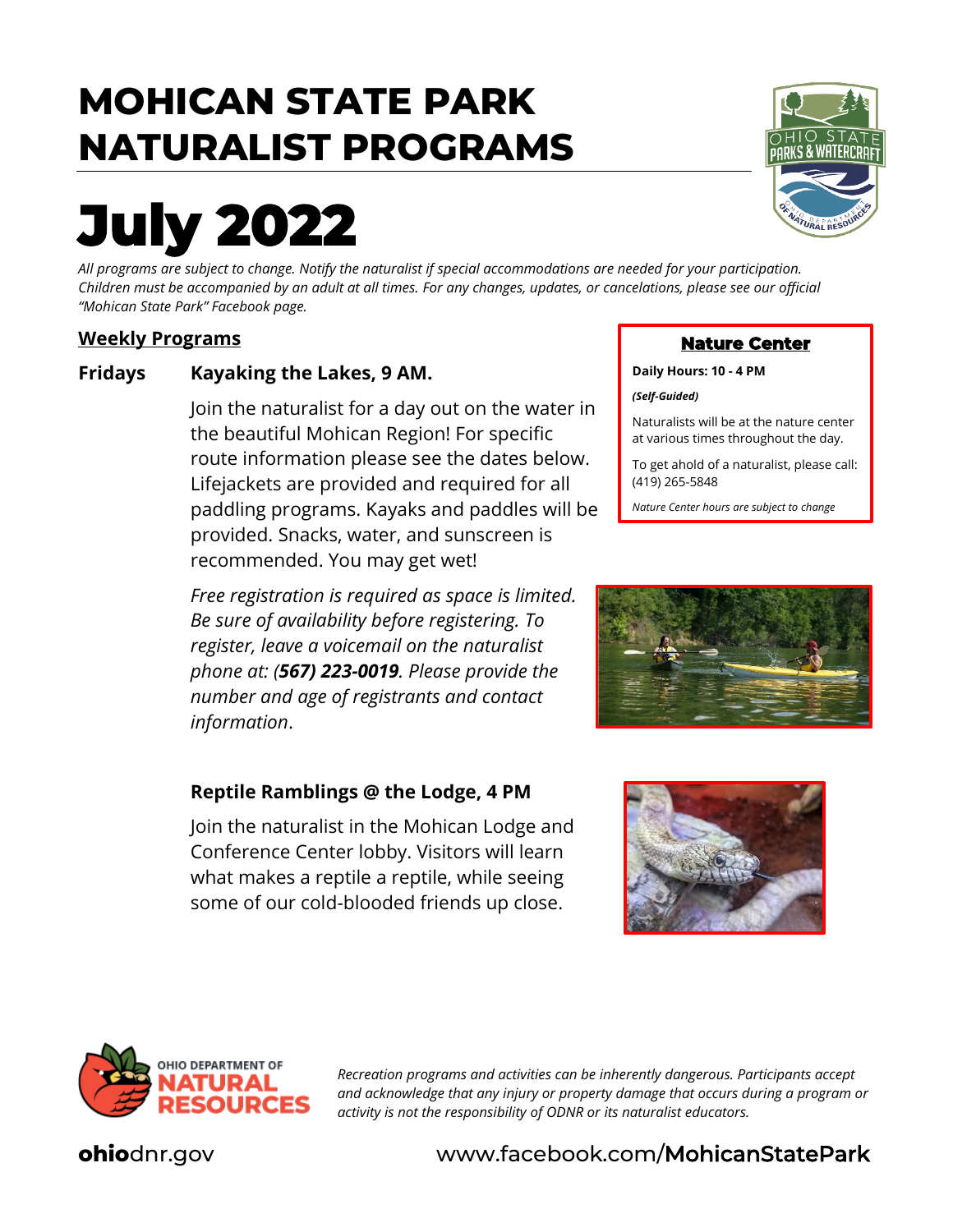# MOHICAN STATE PARK NATURALIST PROGRAMS

# July 2022

*All programs are subject to change. Notify the naturalist if special accommodations are needed for your participation. Children must be accompanied by an adult at all times. For any changes, updates, or cancelations, please see our official "Mohican State Park" Facebook page.*

## Weekly Programs

**Fridays** **Kayaking the Lakes, 9 AM.**

Join the naturalist for a day out on the water in the beautiful Mohican Region! For specific route information please see the dates below. Lifejackets are provided and required for all paddling programs. Kayaks and paddles will be provided. Snacks, water, and sunscreen is recommended. You may get wet!

*Free registration is required as space is limited. Be sure of availability before registering. To register, leave a voicemail on the naturalist phone at: (**567) 223-0019**. Please provide the number and age of registrants and contact information*.

**Reptile Ramblings @ the Lodge, 4 PM**

Join the naturalist in the Mohican Lodge and Conference Center lobby. Visitors will learn what makes a reptile a reptile, while seeing some of our cold-blooded friends up close.

### Nature Center

**Daily Hours: 10 - 4 PM**

***(Self-Guided)***

Naturalists will be at the nature center at various times throughout the day.

To get ahold of a naturalist, please call: (419) 265-5848

*Nature Center hours are subject to change*

*Recreation programs and activities can be inherently dangerous. Participants accept and acknowledge that any injury or property damage that occurs during a program or activity is not the responsibility of ODNR or its naturalist educators.*

**ohio**dnr.gov

www.facebook.com/**MohicanStatePark**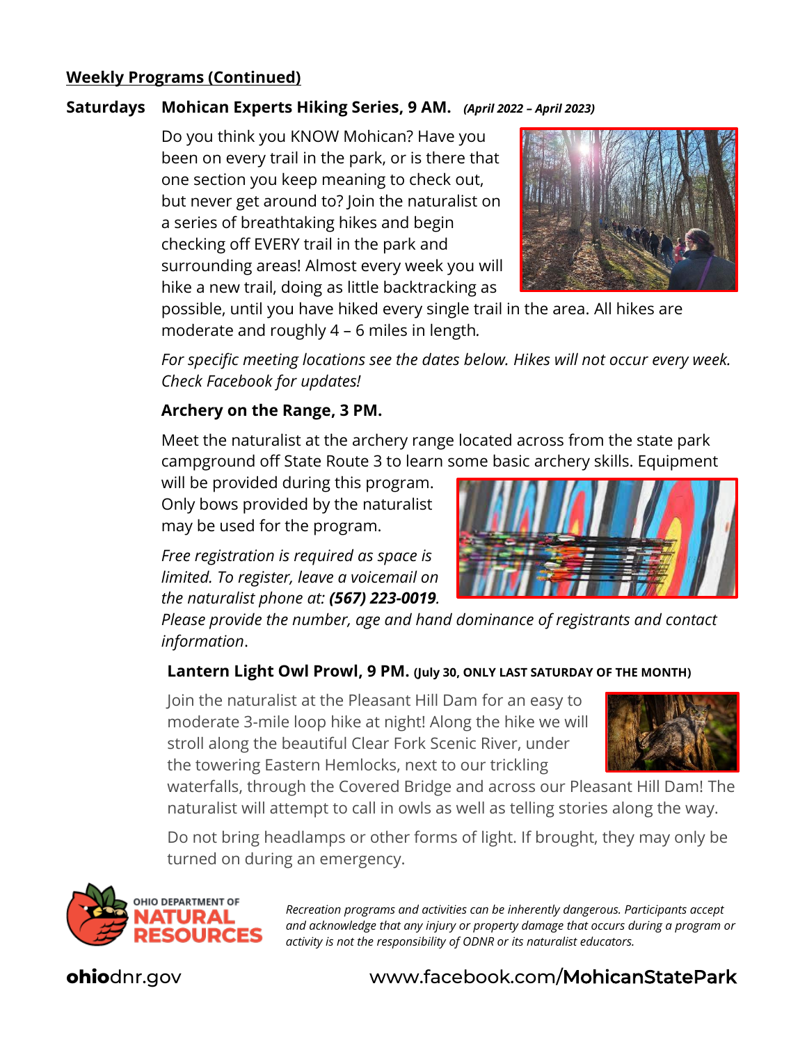## Weekly Programs (Continued)

### Saturdays — Mohican Experts Hiking Series, 9 AM. *(April 2022 – April 2023)*

Do you think you KNOW Mohican? Have you been on every trail in the park, or is there that one section you keep meaning to check out, but never get around to? Join the naturalist on a series of breathtaking hikes and begin checking off EVERY trail in the park and surrounding areas! Almost every week you will hike a new trail, doing as little backtracking as possible, until you have hiked every single trail in the area. All hikes are moderate and roughly 4 – 6 miles in length.

*For specific meeting locations see the dates below. Hikes will not occur every week. Check Facebook for updates!*

### Archery on the Range, 3 PM.

Meet the naturalist at the archery range located across from the state park campground off State Route 3 to learn some basic archery skills. Equipment will be provided during this program. Only bows provided by the naturalist may be used for the program.

*Free registration is required as space is limited. To register, leave a voicemail on the naturalist phone at:* ***(567) 223-0019****. Please provide the number, age and hand dominance of registrants and contact information*.

### Lantern Light Owl Prowl, 9 PM. (July 30, ONLY LAST SATURDAY OF THE MONTH)

Join the naturalist at the Pleasant Hill Dam for an easy to moderate 3-mile loop hike at night! Along the hike we will stroll along the beautiful Clear Fork Scenic River, under the towering Eastern Hemlocks, next to our trickling waterfalls, through the Covered Bridge and across our Pleasant Hill Dam! The naturalist will attempt to call in owls as well as telling stories along the way.

Do not bring headlamps or other forms of light. If brought, they may only be turned on during an emergency.

OHIO DEPARTMENT OF NATURAL RESOURCES

*Recreation programs and activities can be inherently dangerous. Participants accept and acknowledge that any injury or property damage that occurs during a program or activity is not the responsibility of ODNR or its naturalist educators.*

**ohio**dnr.gov    www.facebook.com/**MohicanStatePark**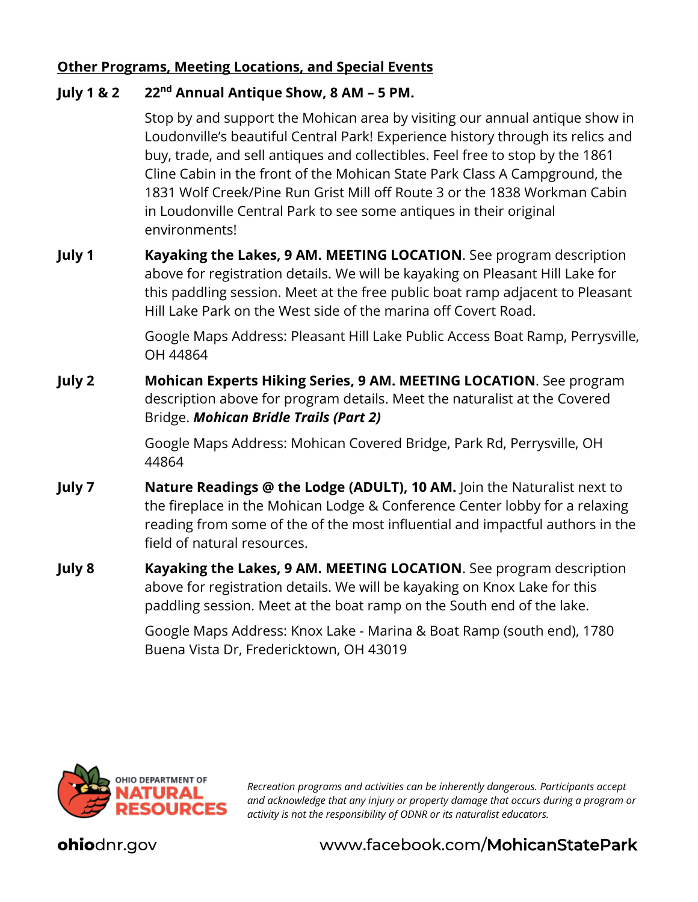## Other Programs, Meeting Locations, and Special Events

**July 1 & 2** **22nd Annual Antique Show, 8 AM – 5 PM.**

Stop by and support the Mohican area by visiting our annual antique show in Loudonville's beautiful Central Park! Experience history through its relics and buy, trade, and sell antiques and collectibles. Feel free to stop by the 1861 Cline Cabin in the front of the Mohican State Park Class A Campground, the 1831 Wolf Creek/Pine Run Grist Mill off Route 3 or the 1838 Workman Cabin in Loudonville Central Park to see some antiques in their original environments!

**July 1** **Kayaking the Lakes, 9 AM. MEETING LOCATION**. See program description above for registration details. We will be kayaking on Pleasant Hill Lake for this paddling session. Meet at the free public boat ramp adjacent to Pleasant Hill Lake Park on the West side of the marina off Covert Road.

Google Maps Address: Pleasant Hill Lake Public Access Boat Ramp, Perrysville, OH 44864

**July 2** **Mohican Experts Hiking Series, 9 AM. MEETING LOCATION**. See program description above for program details. Meet the naturalist at the Covered Bridge. ***Mohican Bridle Trails (Part 2)***

Google Maps Address: Mohican Covered Bridge, Park Rd, Perrysville, OH 44864

**July 7** **Nature Readings @ the Lodge (ADULT), 10 AM.** Join the Naturalist next to the fireplace in the Mohican Lodge & Conference Center lobby for a relaxing reading from some of the of the most influential and impactful authors in the field of natural resources.

**July 8** **Kayaking the Lakes, 9 AM. MEETING LOCATION**. See program description above for registration details. We will be kayaking on Knox Lake for this paddling session. Meet at the boat ramp on the South end of the lake.

Google Maps Address: Knox Lake - Marina & Boat Ramp (south end), 1780 Buena Vista Dr, Fredericktown, OH 43019

OHIO DEPARTMENT OF NATURAL RESOURCES

*Recreation programs and activities can be inherently dangerous. Participants accept and acknowledge that any injury or property damage that occurs during a program or activity is not the responsibility of ODNR or its naturalist educators.*

**ohio**dnr.gov www.facebook.com/**MohicanStatePark**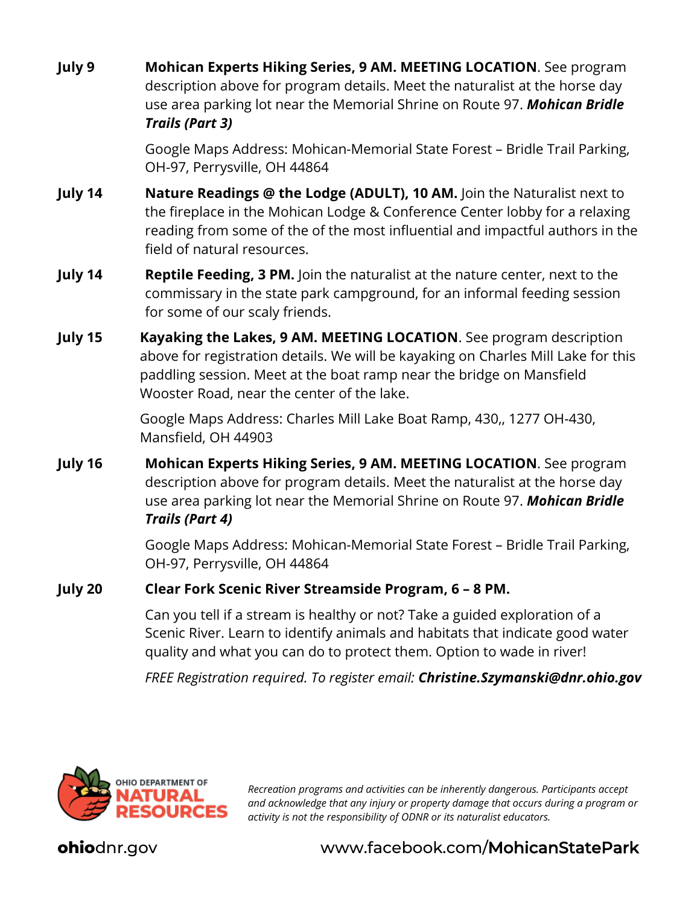**July 9** **Mohican Experts Hiking Series, 9 AM. MEETING LOCATION**. See program description above for program details. Meet the naturalist at the horse day use area parking lot near the Memorial Shrine on Route 97. ***Mohican Bridle Trails (Part 3)***

Google Maps Address: Mohican-Memorial State Forest – Bridle Trail Parking, OH-97, Perrysville, OH 44864

**July 14** **Nature Readings @ the Lodge (ADULT), 10 AM.** Join the Naturalist next to the fireplace in the Mohican Lodge & Conference Center lobby for a relaxing reading from some of the of the most influential and impactful authors in the field of natural resources.

**July 14** **Reptile Feeding, 3 PM.** Join the naturalist at the nature center, next to the commissary in the state park campground, for an informal feeding session for some of our scaly friends.

**July 15** **Kayaking the Lakes, 9 AM. MEETING LOCATION**. See program description above for registration details. We will be kayaking on Charles Mill Lake for this paddling session. Meet at the boat ramp near the bridge on Mansfield Wooster Road, near the center of the lake.

Google Maps Address: Charles Mill Lake Boat Ramp, 430,, 1277 OH-430, Mansfield, OH 44903

**July 16** **Mohican Experts Hiking Series, 9 AM. MEETING LOCATION**. See program description above for program details. Meet the naturalist at the horse day use area parking lot near the Memorial Shrine on Route 97. ***Mohican Bridle Trails (Part 4)***

Google Maps Address: Mohican-Memorial State Forest – Bridle Trail Parking, OH-97, Perrysville, OH 44864

**July 20** **Clear Fork Scenic River Streamside Program, 6 – 8 PM.**

Can you tell if a stream is healthy or not? Take a guided exploration of a Scenic River. Learn to identify animals and habitats that indicate good water quality and what you can do to protect them. Option to wade in river!

*FREE Registration required. To register email:* ***Christine.Szymanski@dnr.ohio.gov***

OHIO DEPARTMENT OF NATURAL RESOURCES

*Recreation programs and activities can be inherently dangerous. Participants accept and acknowledge that any injury or property damage that occurs during a program or activity is not the responsibility of ODNR or its naturalist educators.*

**ohio**dnr.gov www.facebook.com/**MohicanStatePark**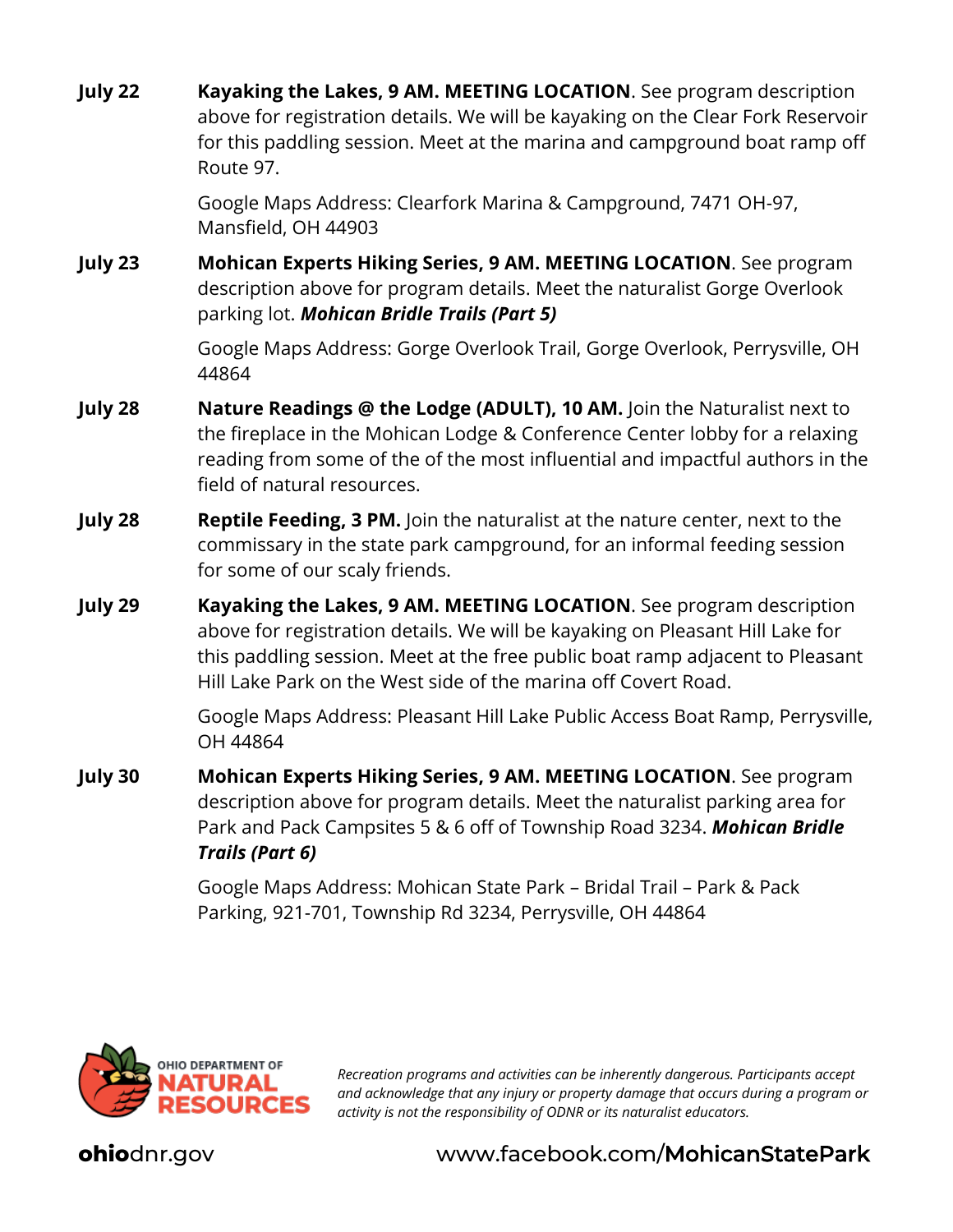**July 22** **Kayaking the Lakes, 9 AM. MEETING LOCATION**. See program description above for registration details. We will be kayaking on the Clear Fork Reservoir for this paddling session. Meet at the marina and campground boat ramp off Route 97.

Google Maps Address: Clearfork Marina & Campground, 7471 OH-97, Mansfield, OH 44903

**July 23** **Mohican Experts Hiking Series, 9 AM. MEETING LOCATION**. See program description above for program details. Meet the naturalist Gorge Overlook parking lot. ***Mohican Bridle Trails (Part 5)***

Google Maps Address: Gorge Overlook Trail, Gorge Overlook, Perrysville, OH 44864

**July 28** **Nature Readings @ the Lodge (ADULT), 10 AM.** Join the Naturalist next to the fireplace in the Mohican Lodge & Conference Center lobby for a relaxing reading from some of the of the most influential and impactful authors in the field of natural resources.

**July 28** **Reptile Feeding, 3 PM.** Join the naturalist at the nature center, next to the commissary in the state park campground, for an informal feeding session for some of our scaly friends.

**July 29** **Kayaking the Lakes, 9 AM. MEETING LOCATION**. See program description above for registration details. We will be kayaking on Pleasant Hill Lake for this paddling session. Meet at the free public boat ramp adjacent to Pleasant Hill Lake Park on the West side of the marina off Covert Road.

Google Maps Address: Pleasant Hill Lake Public Access Boat Ramp, Perrysville, OH 44864

**July 30** **Mohican Experts Hiking Series, 9 AM. MEETING LOCATION**. See program description above for program details. Meet the naturalist parking area for Park and Pack Campsites 5 & 6 off of Township Road 3234. ***Mohican Bridle Trails (Part 6)***

Google Maps Address: Mohican State Park – Bridal Trail – Park & Pack Parking, 921-701, Township Rd 3234, Perrysville, OH 44864

OHIO DEPARTMENT OF NATURAL RESOURCES

*Recreation programs and activities can be inherently dangerous. Participants accept and acknowledge that any injury or property damage that occurs during a program or activity is not the responsibility of ODNR or its naturalist educators.*

**ohio**dnr.gov www.facebook.com/**MohicanStatePark**